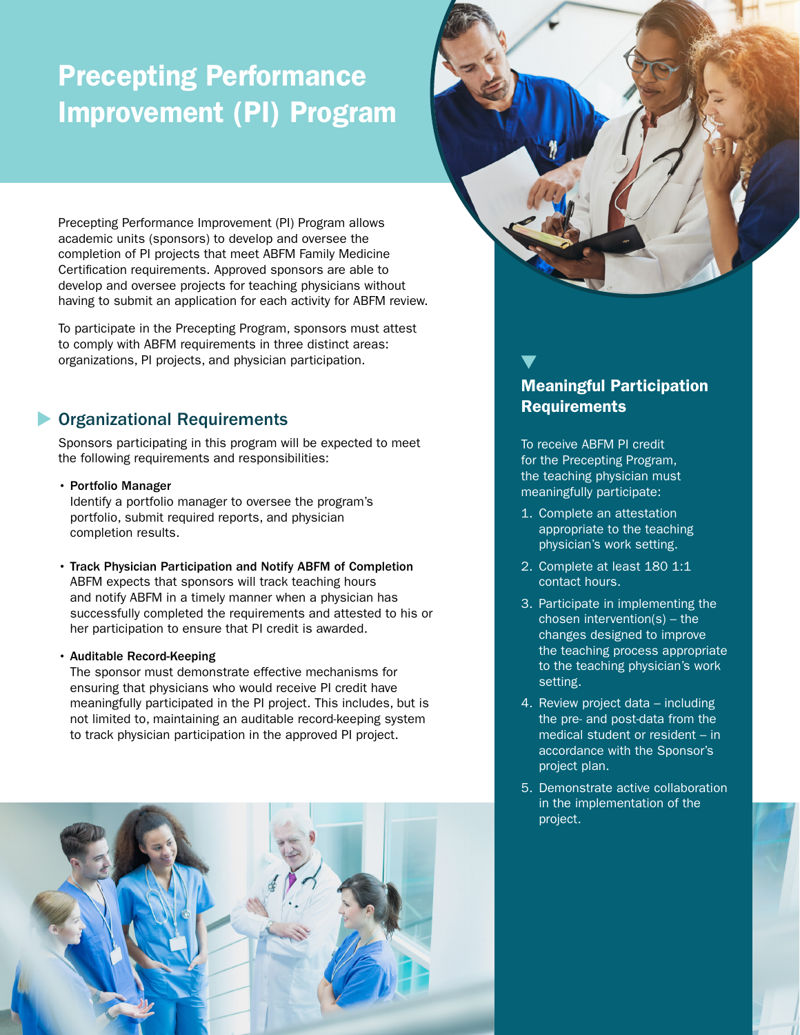# Precepting Performance Improvement (PI) Program

Precepting Performance Improvement (PI) Program allows academic units (sponsors) to develop and oversee the completion of PI projects that meet ABFM Family Medicine Certification requirements. Approved sponsors are able to develop and oversee projects for teaching physicians without having to submit an application for each activity for ABFM review.

To participate in the Precepting Program, sponsors must attest to comply with ABFM requirements in three distinct areas: organizations, PI projects, and physician participation.

## Organizational Requirements

Sponsors participating in this program will be expected to meet the following requirements and responsibilities:

- **Portfolio Manager**
  Identify a portfolio manager to oversee the program's portfolio, submit required reports, and physician completion results.

- **Track Physician Participation and Notify ABFM of Completion**
  ABFM expects that sponsors will track teaching hours and notify ABFM in a timely manner when a physician has successfully completed the requirements and attested to his or her participation to ensure that PI credit is awarded.

- **Auditable Record-Keeping**
  The sponsor must demonstrate effective mechanisms for ensuring that physicians who would receive PI credit have meaningfully participated in the PI project. This includes, but is not limited to, maintaining an auditable record-keeping system to track physician participation in the approved PI project.

## Meaningful Participation Requirements

To receive ABFM PI credit for the Precepting Program, the teaching physician must meaningfully participate:

1. Complete an attestation appropriate to the teaching physician's work setting.
2. Complete at least 180 1:1 contact hours.
3. Participate in implementing the chosen intervention(s) – the changes designed to improve the teaching process appropriate to the teaching physician's work setting.
4. Review project data – including the pre- and post-data from the medical student or resident – in accordance with the Sponsor's project plan.
5. Demonstrate active collaboration in the implementation of the project.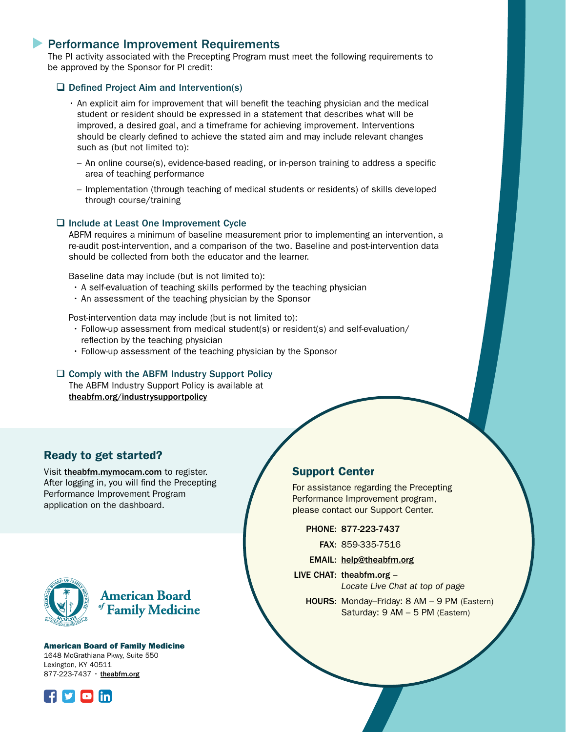## Performance Improvement Requirements

The PI activity associated with the Precepting Program must meet the following requirements to be approved by the Sponsor for PI credit:

### ☐ Defined Project Aim and Intervention(s)

- An explicit aim for improvement that will benefit the teaching physician and the medical student or resident should be expressed in a statement that describes what will be improved, a desired goal, and a timeframe for achieving improvement. Interventions should be clearly defined to achieve the stated aim and may include relevant changes such as (but not limited to):
  - An online course(s), evidence-based reading, or in-person training to address a specific area of teaching performance
  - Implementation (through teaching of medical students or residents) of skills developed through course/training

### ☐ Include at Least One Improvement Cycle

ABFM requires a minimum of baseline measurement prior to implementing an intervention, a re-audit post-intervention, and a comparison of the two. Baseline and post-intervention data should be collected from both the educator and the learner.

Baseline data may include (but is not limited to):

- A self-evaluation of teaching skills performed by the teaching physician
- An assessment of the teaching physician by the Sponsor

Post-intervention data may include (but is not limited to):

- Follow-up assessment from medical student(s) or resident(s) and self-evaluation/reflection by the teaching physician
- Follow-up assessment of the teaching physician by the Sponsor

### ☐ Comply with the ABFM Industry Support Policy

The ABFM Industry Support Policy is available at theabfm.org/industrysupportpolicy

## Ready to get started?

Visit **theabfm.mymocam.com** to register. After logging in, you will find the Precepting Performance Improvement Program application on the dashboard.

## Support Center

For assistance regarding the Precepting Performance Improvement program, please contact our Support Center.

**PHONE:** 877-223-7437

**FAX:** 859-335-7516

**EMAIL:** help@theabfm.org

**LIVE CHAT:** theabfm.org – *Locate Live Chat at top of page*

**HOURS:** Monday–Friday: 8 AM – 9 PM (Eastern)
Saturday: 9 AM – 5 PM (Eastern)

American Board of Family Medicine

**American Board of Family Medicine**
1648 McGrathiana Pkwy, Suite 550
Lexington, KY 40511
877-223-7437 · theabfm.org